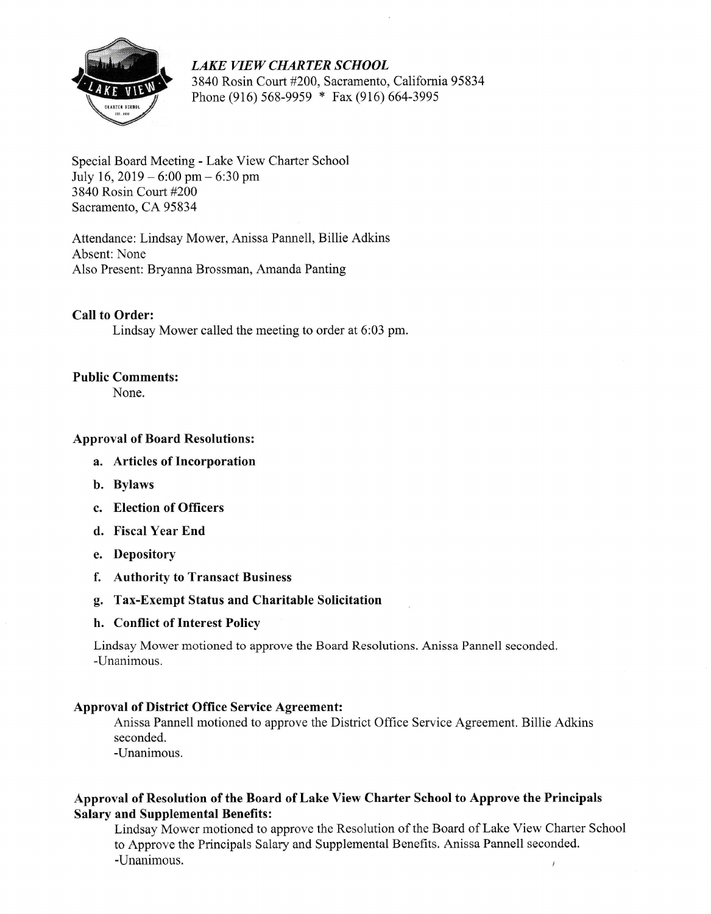# *LAKE VIEW CHARTER SCHOOL*

3840 Rosin Court #200, Sacramento, California 95834
Phone (916) 568-9959 * Fax (916) 664-3995

Special Board Meeting - Lake View Charter School
July 16, 2019 – 6:00 pm – 6:30 pm
3840 Rosin Court #200
Sacramento, CA 95834

Attendance: Lindsay Mower, Anissa Pannell, Billie Adkins
Absent: None
Also Present: Bryanna Brossman, Amanda Panting

**Call to Order:**

Lindsay Mower called the meeting to order at 6:03 pm.

**Public Comments:**

None.

**Approval of Board Resolutions:**

a. **Articles of Incorporation**
b. **Bylaws**
c. **Election of Officers**
d. **Fiscal Year End**
e. **Depository**
f. **Authority to Transact Business**
g. **Tax-Exempt Status and Charitable Solicitation**
h. **Conflict of Interest Policy**

Lindsay Mower motioned to approve the Board Resolutions. Anissa Pannell seconded.
-Unanimous.

**Approval of District Office Service Agreement:**

Anissa Pannell motioned to approve the District Office Service Agreement. Billie Adkins seconded.
-Unanimous.

**Approval of Resolution of the Board of Lake View Charter School to Approve the Principals Salary and Supplemental Benefits:**

Lindsay Mower motioned to approve the Resolution of the Board of Lake View Charter School to Approve the Principals Salary and Supplemental Benefits. Anissa Pannell seconded.
-Unanimous.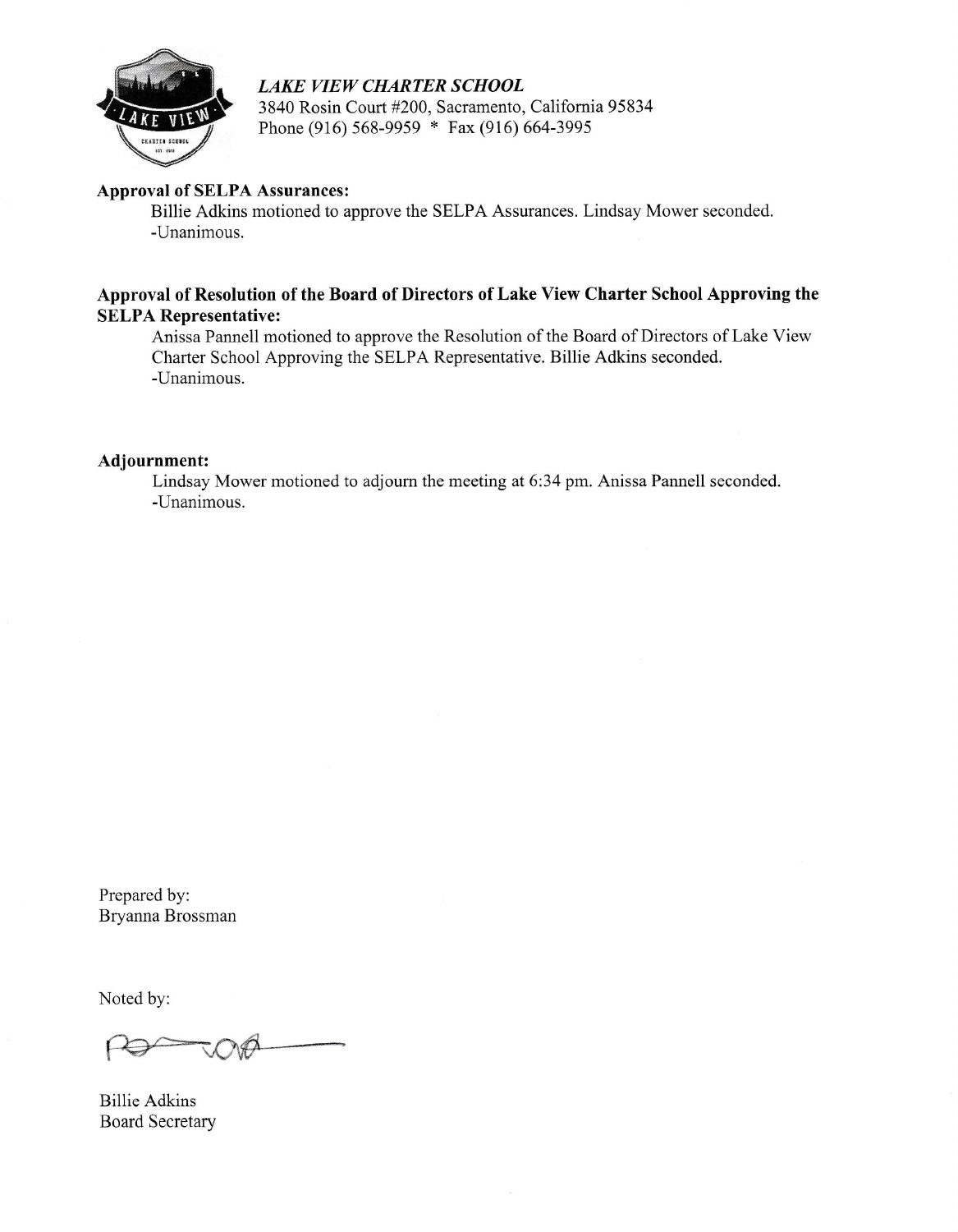***LAKE VIEW CHARTER SCHOOL***
3840 Rosin Court #200, Sacramento, California 95834
Phone (916) 568-9959 * Fax (916) 664-3995

**Approval of SELPA Assurances:**

Billie Adkins motioned to approve the SELPA Assurances. Lindsay Mower seconded.
-Unanimous.

**Approval of Resolution of the Board of Directors of Lake View Charter School Approving the SELPA Representative:**

Anissa Pannell motioned to approve the Resolution of the Board of Directors of Lake View Charter School Approving the SELPA Representative. Billie Adkins seconded.
-Unanimous.

**Adjournment:**

Lindsay Mower motioned to adjourn the meeting at 6:34 pm. Anissa Pannell seconded.
-Unanimous.

Prepared by:
Bryanna Brossman

Noted by:

Billie Adkins
Board Secretary